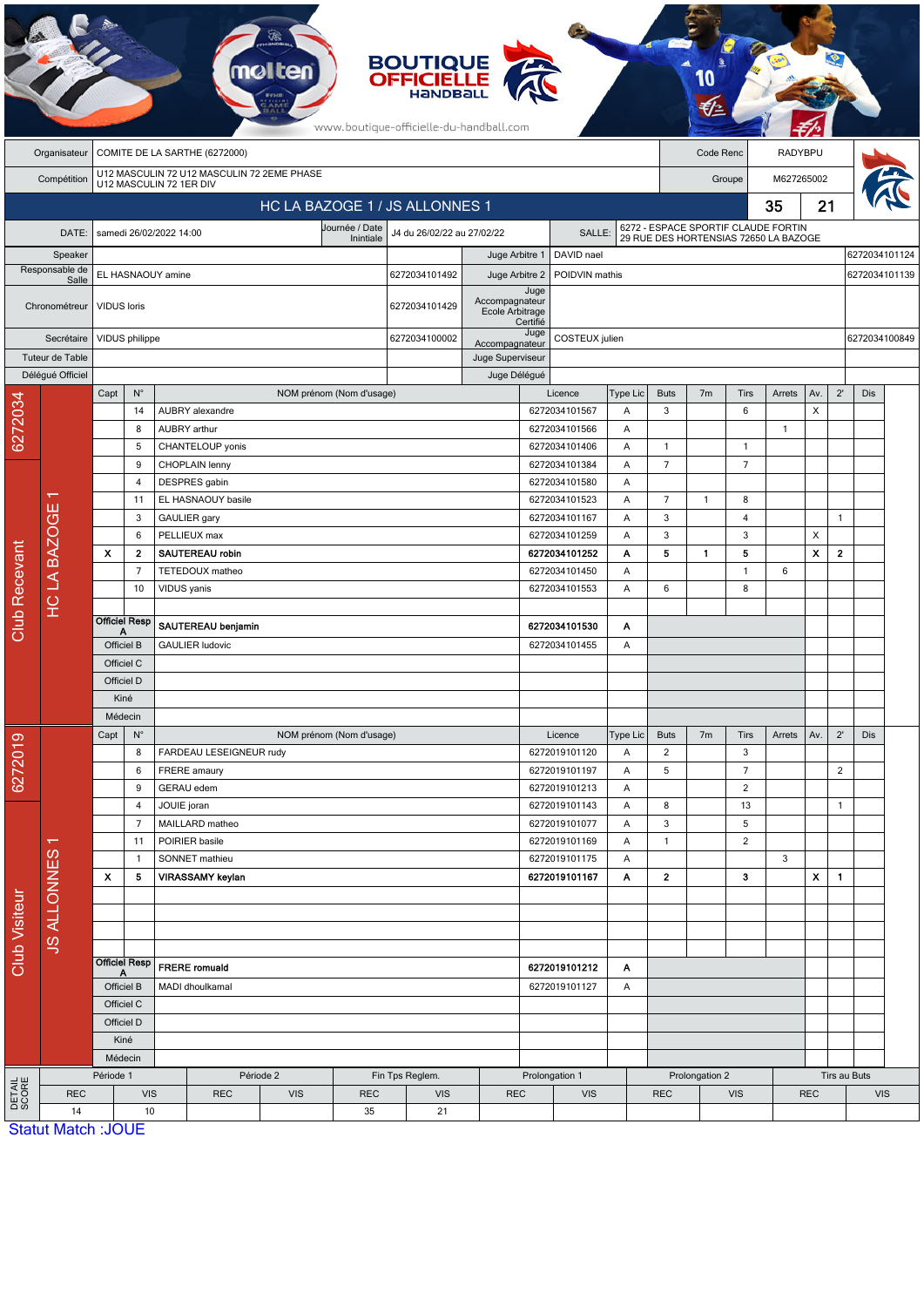BOUTIQUE OFFICIELLE HANDBALL

www.boutique-officielle-du-handball.com

| | | | |
|---|---|---|---|
| Organisateur | COMITE DE LA SARTHE (6272000) | Code Renc | RADYBPU |
| Compétition | U12 MASCULIN 72 U12 MASCULIN 72 2EME PHASE U12 MASCULIN 72 1ER DIV | Groupe | M627265002 |

## HC LA BAZOGE 1 / JS ALLONNES 1 — 35 / 21

| | | | | | |
|---|---|---|---|---|---|
| DATE: | samedi 26/02/2022 14:00 | Journée / Date Inintiale | J4 du 26/02/22 au 27/02/22 | SALLE: | 6272 - ESPACE SPORTIF CLAUDE FORTIN 29 RUE DES HORTENSIAS 72650 LA BAZOGE |

| | | | | | |
|---|---|---|---|---|---|
| Speaker | | | Juge Arbitre 1 | DAVID nael | 6272034101124 |
| Responsable de Salle | EL HASNAOUY amine | 6272034101492 | Juge Arbitre 2 | POIDVIN mathis | 6272034101139 |
| Chronométreur | VIDUS loris | 6272034101429 | Juge Accompagnateur Ecole Arbitrage Certifié | | |
| Secrétaire | VIDUS philippe | 6272034100002 | Juge Accompagnateur | COSTEUX julien | 6272034100849 |
| Tuteur de Table | | | Juge Superviseur | | |
| Délégué Officiel | | | Juge Délégué | | |

### Club Recevant — 6272034 — HC LA BAZOGE 1

| Capt | N° | NOM prénom (Nom d'usage) | Licence | Type Lic | Buts | 7m | Tirs | Arrets | Av. | 2' | Dis |
|---|---|---|---|---|---|---|---|---|---|---|---|
| | 14 | AUBRY alexandre | 6272034101567 | A | 3 | | 6 | | X | | |
| | 8 | AUBRY arthur | 6272034101566 | A | | | | 1 | | | |
| | 5 | CHANTELOUP yonis | 6272034101406 | A | 1 | | 1 | | | | |
| | 9 | CHOPLAIN lenny | 6272034101384 | A | 7 | | 7 | | | | |
| | 4 | DESPRES gabin | 6272034101580 | A | | | | | | | |
| | 11 | EL HASNAOUY basile | 6272034101523 | A | 7 | 1 | 8 | | | | |
| | 3 | GAULIER gary | 6272034101167 | A | 3 | | 4 | | | 1 | |
| | 6 | PELLIEUX max | 6272034101259 | A | 3 | | 3 | | X | | |
| **X** | **2** | **SAUTEREAU robin** | **6272034101252** | **A** | **5** | **1** | **5** | | **X** | **2** | |
| | 7 | TETEDOUX matheo | 6272034101450 | A | | | 1 | 6 | | | |
| | 10 | VIDUS yanis | 6272034101553 | A | 6 | | 8 | | | | |
| Officiel Resp A | | **SAUTEREAU benjamin** | **6272034101530** | **A** | | | | | | | |
| Officiel B | | GAULIER ludovic | 6272034101455 | A | | | | | | | |
| Officiel C | | | | | | | | | | | |
| Officiel D | | | | | | | | | | | |
| Kiné | | | | | | | | | | | |
| Médecin | | | | | | | | | | | |

### Club Visiteur — 6272019 — JS ALLONNES 1

| Capt | N° | NOM prénom (Nom d'usage) | Licence | Type Lic | Buts | 7m | Tirs | Arrets | Av. | 2' | Dis |
|---|---|---|---|---|---|---|---|---|---|---|---|
| | 8 | FARDEAU LESEIGNEUR rudy | 6272019101120 | A | 2 | | 3 | | | | |
| | 6 | FRERE amaury | 6272019101197 | A | 5 | | 7 | | | 2 | |
| | 9 | GERAU edem | 6272019101213 | A | | | 2 | | | | |
| | 4 | JOUIE joran | 6272019101143 | A | 8 | | 13 | | | 1 | |
| | 7 | MAILLARD matheo | 6272019101077 | A | 3 | | 5 | | | | |
| | 11 | POIRIER basile | 6272019101169 | A | 1 | | 2 | | | | |
| | 1 | SONNET mathieu | 6272019101175 | A | | | | 3 | | | |
| **X** | **5** | **VIRASSAMY keylan** | **6272019101167** | **A** | **2** | | **3** | | **X** | **1** | |
| Officiel Resp A | | **FRERE romuald** | **6272019101212** | **A** | | | | | | | |
| Officiel B | | MADI dhoulkamal | 6272019101127 | A | | | | | | | |
| Officiel C | | | | | | | | | | | |
| Officiel D | | | | | | | | | | | |
| Kiné | | | | | | | | | | | |
| Médecin | | | | | | | | | | | |

### DETAIL SCORE

| Période 1 | | Période 2 | | Fin Tps Reglem. | | Prolongation 1 | | Prolongation 2 | | Tirs au Buts | |
|---|---|---|---|---|---|---|---|---|---|---|---|
| REC | VIS | REC | VIS | REC | VIS | REC | VIS | REC | VIS | REC | VIS |
| 14 | 10 | | | 35 | 21 | | | | | | |

Statut Match :JOUE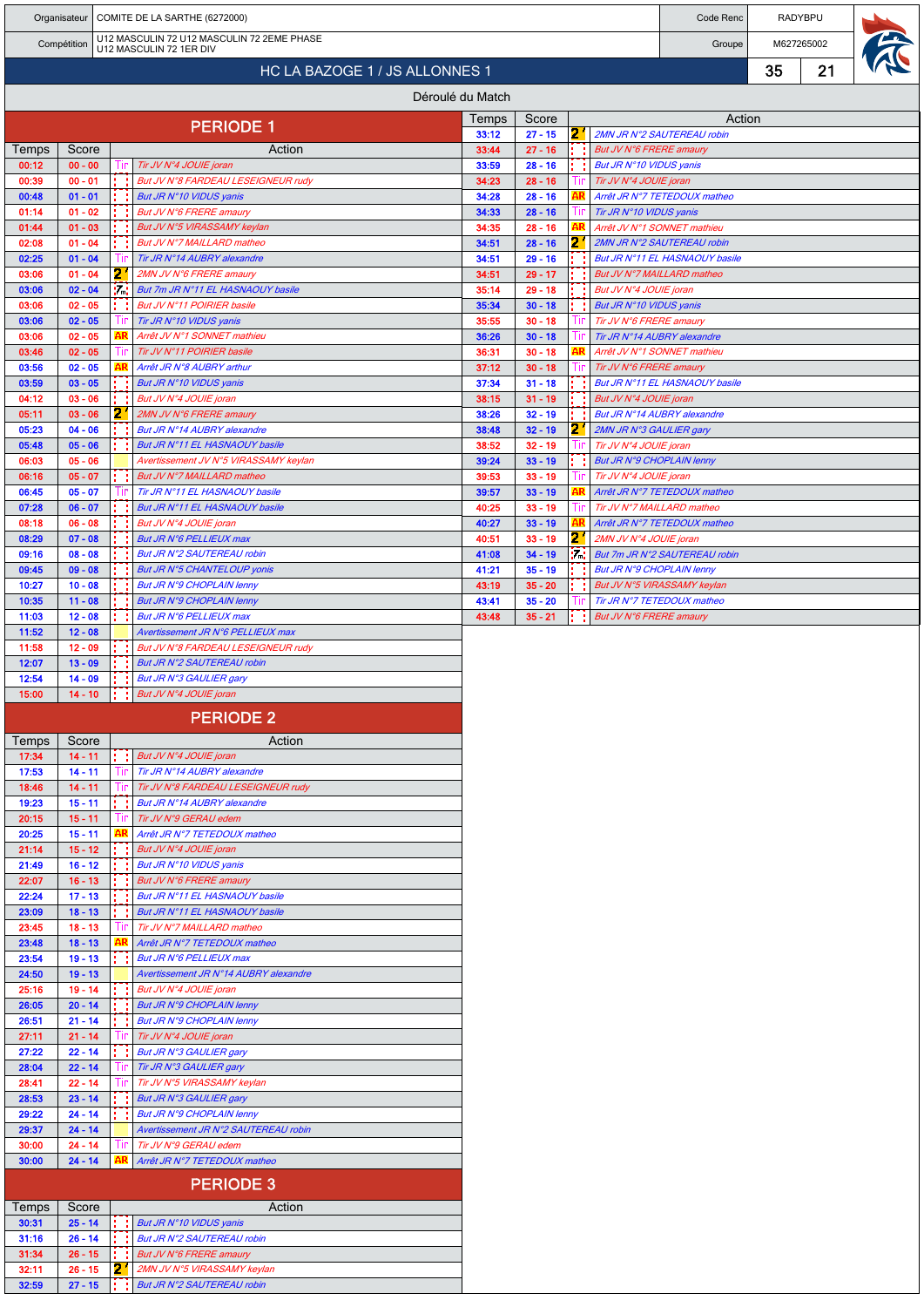| | | | |
|---|---|---|---|
| Organisateur | COMITE DE LA SARTHE (6272000) | Code Renc | RADYBPU |
| Compétition | U12 MASCULIN 72 U12 MASCULIN 72 2EME PHASE U12 MASCULIN 72 1ER DIV | Groupe | M627265002 |

## HC LA BAZOGE 1 / JS ALLONNES 1 — 35 - 21

### Déroulé du Match

## PERIODE 1

| Temps | Score | Action |
|---|---|---|
| 00:12 | 00 - 00 | Tir JV N°4 JOUIE joran |
| 00:39 | 00 - 01 | But JV N°8 FARDEAU LESEIGNEUR rudy |
| 00:48 | 01 - 01 | But JR N°10 VIDUS yanis |
| 01:14 | 01 - 02 | But JV N°6 FRERE amaury |
| 01:44 | 01 - 03 | But JV N°5 VIRASSAMY keylan |
| 02:08 | 01 - 04 | But JV N°7 MAILLARD matheo |
| 02:25 | 01 - 04 | Tir JR N°14 AUBRY alexandre |
| 03:06 | 01 - 04 | 2MN JV N°6 FRERE amaury |
| 03:06 | 02 - 04 | But 7m JR N°11 EL HASNAOUY basile |
| 03:06 | 02 - 05 | But JV N°11 POIRIER basile |
| 03:06 | 02 - 05 | Tir JR N°10 VIDUS yanis |
| 03:06 | 02 - 05 | Arrêt JV N°1 SONNET mathieu |
| 03:46 | 02 - 05 | Tir JV N°11 POIRIER basile |
| 03:56 | 02 - 05 | Arrêt JR N°8 AUBRY arthur |
| 03:59 | 03 - 05 | But JR N°10 VIDUS yanis |
| 04:12 | 03 - 06 | But JV N°4 JOUIE joran |
| 05:11 | 03 - 06 | 2MN JV N°6 FRERE amaury |
| 05:23 | 04 - 06 | But JR N°14 AUBRY alexandre |
| 05:48 | 05 - 06 | But JR N°11 EL HASNAOUY basile |
| 06:03 | 05 - 06 | Avertissement JV N°5 VIRASSAMY keylan |
| 06:16 | 05 - 07 | But JV N°7 MAILLARD matheo |
| 06:45 | 05 - 07 | Tir JR N°11 EL HASNAOUY basile |
| 07:28 | 06 - 07 | But JR N°11 EL HASNAOUY basile |
| 08:18 | 06 - 08 | But JV N°4 JOUIE joran |
| 08:29 | 07 - 08 | But JR N°6 PELLIEUX max |
| 09:16 | 08 - 08 | But JR N°2 SAUTEREAU robin |
| 09:45 | 09 - 08 | But JR N°5 CHANTELOUP yonis |
| 10:27 | 10 - 08 | But JR N°9 CHOPLAIN lenny |
| 10:35 | 11 - 08 | But JR N°9 CHOPLAIN lenny |
| 11:03 | 12 - 08 | But JR N°6 PELLIEUX max |
| 11:52 | 12 - 08 | Avertissement JR N°6 PELLIEUX max |
| 11:58 | 12 - 09 | But JV N°8 FARDEAU LESEIGNEUR rudy |
| 12:07 | 13 - 09 | But JR N°2 SAUTEREAU robin |
| 12:54 | 14 - 09 | But JR N°3 GAULIER gary |
| 15:00 | 14 - 10 | But JV N°4 JOUIE joran |

## PERIODE 2

| Temps | Score | Action |
|---|---|---|
| 17:34 | 14 - 11 | But JV N°4 JOUIE joran |
| 17:53 | 14 - 11 | Tir JR N°14 AUBRY alexandre |
| 18:46 | 14 - 11 | Tir JV N°8 FARDEAU LESEIGNEUR rudy |
| 19:23 | 15 - 11 | But JR N°14 AUBRY alexandre |
| 20:15 | 15 - 11 | Tir JV N°9 GERAU edem |
| 20:25 | 15 - 11 | Arrêt JR N°7 TETEDOUX matheo |
| 21:14 | 15 - 12 | But JV N°4 JOUIE joran |
| 21:49 | 16 - 12 | But JR N°10 VIDUS yanis |
| 22:07 | 16 - 13 | But JV N°6 FRERE amaury |
| 22:24 | 17 - 13 | But JR N°11 EL HASNAOUY basile |
| 23:09 | 18 - 13 | But JR N°11 EL HASNAOUY basile |
| 23:45 | 18 - 13 | Tir JV N°7 MAILLARD matheo |
| 23:48 | 18 - 13 | Arrêt JR N°7 TETEDOUX matheo |
| 23:54 | 19 - 13 | But JR N°6 PELLIEUX max |
| 24:50 | 19 - 13 | Avertissement JR N°14 AUBRY alexandre |
| 25:16 | 19 - 14 | But JV N°4 JOUIE joran |
| 26:05 | 20 - 14 | But JR N°9 CHOPLAIN lenny |
| 26:51 | 21 - 14 | But JR N°9 CHOPLAIN lenny |
| 27:11 | 21 - 14 | Tir JV N°4 JOUIE joran |
| 27:22 | 22 - 14 | But JR N°3 GAULIER gary |
| 28:04 | 22 - 14 | Tir JR N°3 GAULIER gary |
| 28:41 | 22 - 14 | Tir JV N°5 VIRASSAMY keylan |
| 28:53 | 23 - 14 | But JR N°3 GAULIER gary |
| 29:22 | 24 - 14 | But JR N°9 CHOPLAIN lenny |
| 29:37 | 24 - 14 | Avertissement JR N°2 SAUTEREAU robin |
| 30:00 | 24 - 14 | Tir JV N°9 GERAU edem |
| 30:00 | 24 - 14 | Arrêt JR N°7 TETEDOUX matheo |

## PERIODE 3

| Temps | Score | Action |
|---|---|---|
| 30:31 | 25 - 14 | But JR N°10 VIDUS yanis |
| 31:16 | 26 - 14 | But JR N°2 SAUTEREAU robin |
| 31:34 | 26 - 15 | But JV N°6 FRERE amaury |
| 32:11 | 26 - 15 | 2MN JV N°5 VIRASSAMY keylan |
| 32:59 | 27 - 15 | But JR N°2 SAUTEREAU robin |
| 33:12 | 27 - 15 | 2MN JR N°2 SAUTEREAU robin |
| 33:44 | 27 - 16 | But JV N°6 FRERE amaury |
| 33:59 | 28 - 16 | But JR N°10 VIDUS yanis |
| 34:23 | 28 - 16 | Tir JV N°4 JOUIE joran |
| 34:28 | 28 - 16 | Arrêt JR N°7 TETEDOUX matheo |
| 34:33 | 28 - 16 | Tir JR N°10 VIDUS yanis |
| 34:35 | 28 - 16 | Arrêt JV N°1 SONNET mathieu |
| 34:51 | 28 - 16 | 2MN JR N°2 SAUTEREAU robin |
| 34:51 | 29 - 16 | But JR N°11 EL HASNAOUY basile |
| 34:51 | 29 - 17 | But JV N°7 MAILLARD matheo |
| 35:14 | 29 - 18 | But JV N°4 JOUIE joran |
| 35:34 | 30 - 18 | But JR N°10 VIDUS yanis |
| 35:55 | 30 - 18 | Tir JV N°6 FRERE amaury |
| 36:26 | 30 - 18 | Tir JR N°14 AUBRY alexandre |
| 36:31 | 30 - 18 | Arrêt JV N°1 SONNET mathieu |
| 37:12 | 30 - 18 | Tir JV N°6 FRERE amaury |
| 37:34 | 31 - 18 | But JR N°11 EL HASNAOUY basile |
| 38:15 | 31 - 19 | But JV N°4 JOUIE joran |
| 38:26 | 32 - 19 | But JR N°14 AUBRY alexandre |
| 38:48 | 32 - 19 | 2MN JR N°3 GAULIER gary |
| 38:52 | 32 - 19 | Tir JV N°4 JOUIE joran |
| 39:24 | 33 - 19 | But JR N°9 CHOPLAIN lenny |
| 39:53 | 33 - 19 | Tir JV N°4 JOUIE joran |
| 39:57 | 33 - 19 | Arrêt JR N°7 TETEDOUX matheo |
| 40:25 | 33 - 19 | Tir JV N°7 MAILLARD matheo |
| 40:27 | 33 - 19 | Arrêt JR N°7 TETEDOUX matheo |
| 40:51 | 33 - 19 | 2MN JV N°4 JOUIE joran |
| 41:08 | 34 - 19 | But 7m JR N°2 SAUTEREAU robin |
| 41:21 | 35 - 19 | But JR N°9 CHOPLAIN lenny |
| 43:19 | 35 - 20 | But JV N°5 VIRASSAMY keylan |
| 43:41 | 35 - 20 | Tir JR N°7 TETEDOUX matheo |
| 43:48 | 35 - 21 | But JV N°6 FRERE amaury |